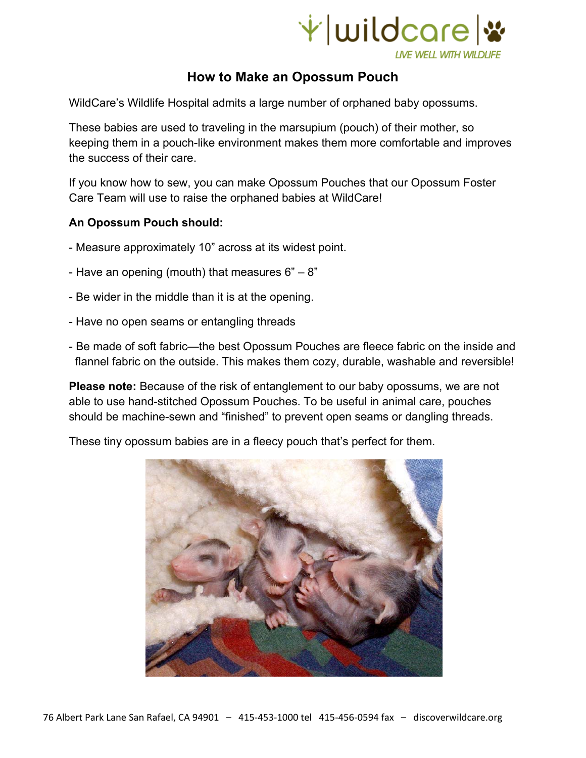# How to Make an Opossum Pouch

WildCare's Wildlife Hospital admits a large number of orphaned baby opossums.

These babies are used to traveling in the marsupium (pouch) of their mother, so keeping them in a pouch-like environment makes them more comfortable and improves the success of their care.

If you know how to sew, you can make Opossum Pouches that our Opossum Foster Care Team will use to raise the orphaned babies at WildCare!

**An Opossum Pouch should:**

- Measure approximately 10" across at its widest point.
- Have an opening (mouth) that measures 6" – 8"
- Be wider in the middle than it is at the opening.
- Have no open seams or entangling threads
- Be made of soft fabric—the best Opossum Pouches are fleece fabric on the inside and flannel fabric on the outside. This makes them cozy, durable, washable and reversible!

**Please note:** Because of the risk of entanglement to our baby opossums, we are not able to use hand-stitched Opossum Pouches. To be useful in animal care, pouches should be machine-sewn and "finished" to prevent open seams or dangling threads.

These tiny opossum babies are in a fleecy pouch that's perfect for them.

76 Albert Park Lane San Rafael, CA 94901 – 415-453-1000 tel 415-456-0594 fax – discoverwildcare.org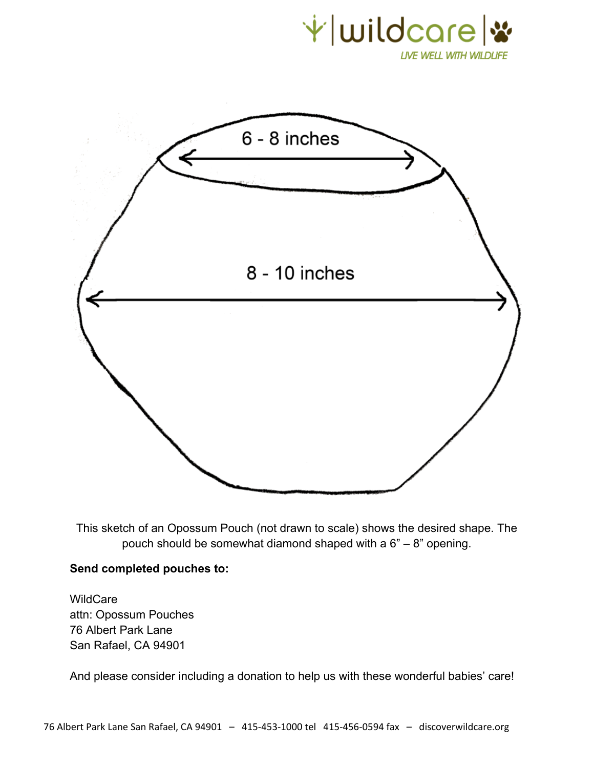wildcare

LIVE WELL WITH WILDLIFE

6 - 8 inches

8 - 10 inches

This sketch of an Opossum Pouch (not drawn to scale) shows the desired shape. The pouch should be somewhat diamond shaped with a 6" – 8" opening.

**Send completed pouches to:**

WildCare
attn: Opossum Pouches
76 Albert Park Lane
San Rafael, CA 94901

And please consider including a donation to help us with these wonderful babies' care!

76 Albert Park Lane San Rafael, CA 94901 – 415-453-1000 tel 415-456-0594 fax – discoverwildcare.org